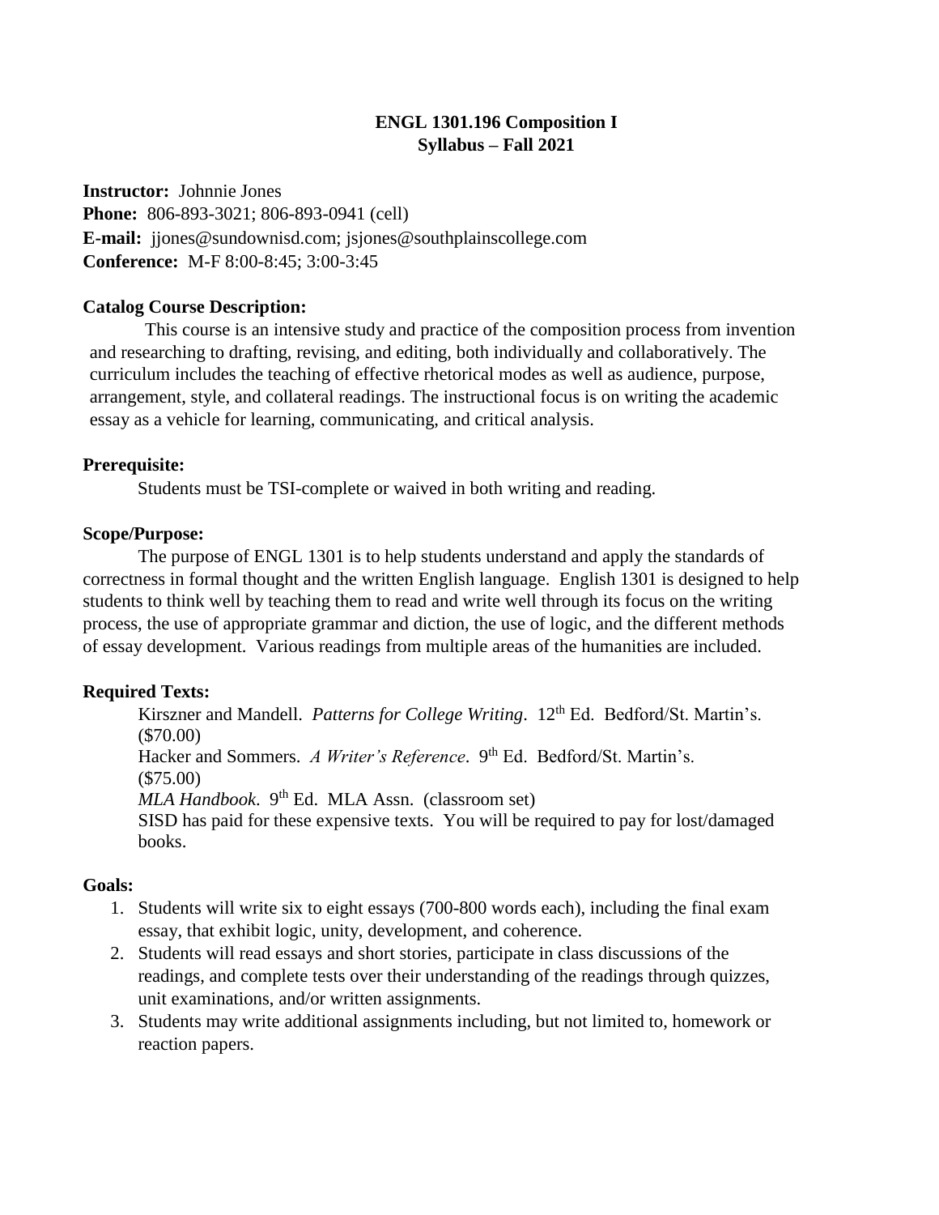# ENGL 1301.196 Composition I
## Syllabus – Fall 2021

**Instructor:** Johnnie Jones
**Phone:** 806-893-3021; 806-893-0941 (cell)
**E-mail:** jjones@sundownisd.com; jsjones@southplainscollege.com
**Conference:** M-F 8:00-8:45; 3:00-3:45

**Catalog Course Description:**

This course is an intensive study and practice of the composition process from invention and researching to drafting, revising, and editing, both individually and collaboratively. The curriculum includes the teaching of effective rhetorical modes as well as audience, purpose, arrangement, style, and collateral readings. The instructional focus is on writing the academic essay as a vehicle for learning, communicating, and critical analysis.

**Prerequisite:**

Students must be TSI-complete or waived in both writing and reading.

**Scope/Purpose:**

The purpose of ENGL 1301 is to help students understand and apply the standards of correctness in formal thought and the written English language. English 1301 is designed to help students to think well by teaching them to read and write well through its focus on the writing process, the use of appropriate grammar and diction, the use of logic, and the different methods of essay development. Various readings from multiple areas of the humanities are included.

**Required Texts:**

Kirszner and Mandell. *Patterns for College Writing*. 12th Ed. Bedford/St. Martin's. ($70.00)
Hacker and Sommers. *A Writer's Reference*. 9th Ed. Bedford/St. Martin's. ($75.00)
*MLA Handbook*. 9th Ed. MLA Assn. (classroom set)
SISD has paid for these expensive texts. You will be required to pay for lost/damaged books.

**Goals:**

1. Students will write six to eight essays (700-800 words each), including the final exam essay, that exhibit logic, unity, development, and coherence.
2. Students will read essays and short stories, participate in class discussions of the readings, and complete tests over their understanding of the readings through quizzes, unit examinations, and/or written assignments.
3. Students may write additional assignments including, but not limited to, homework or reaction papers.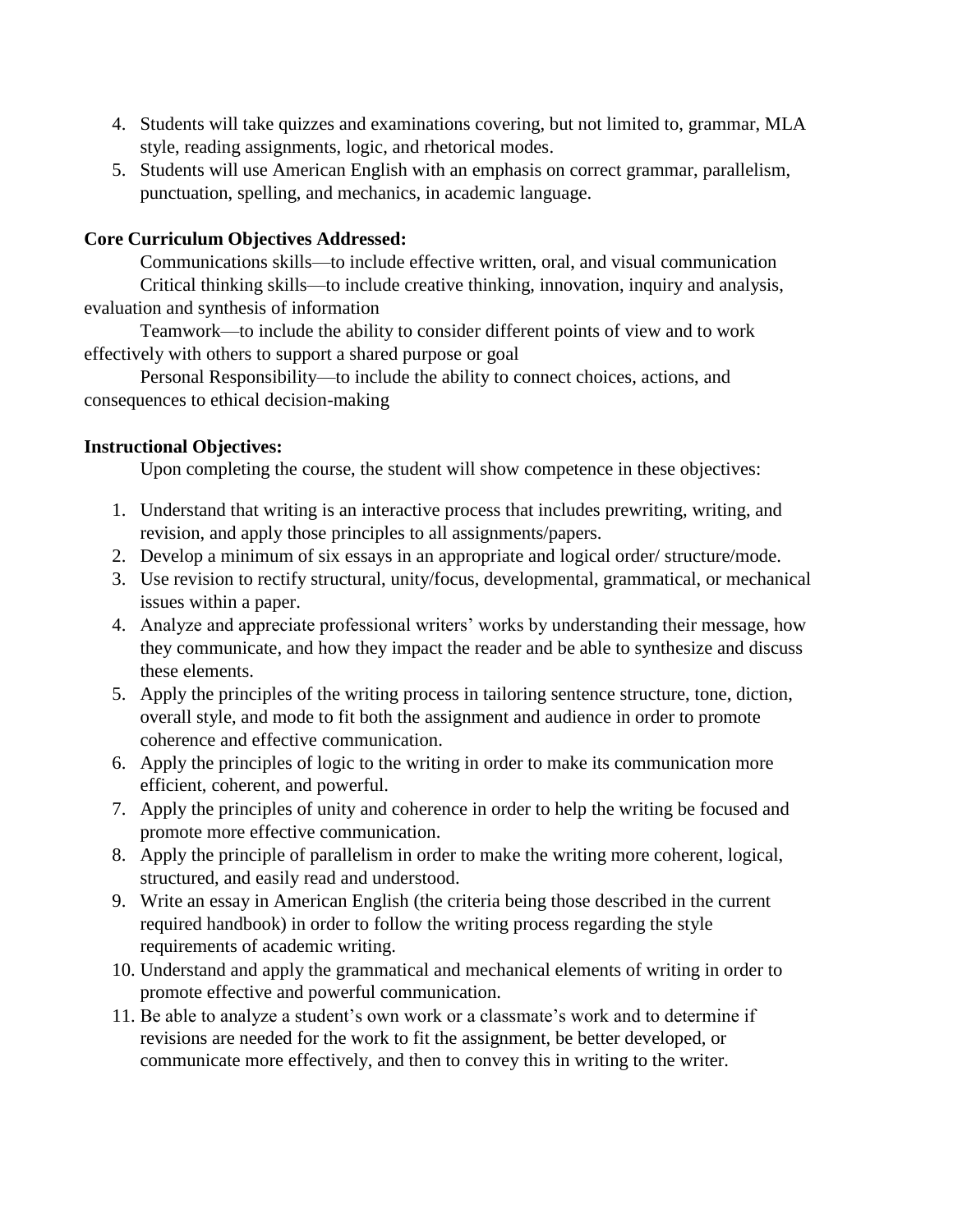4. Students will take quizzes and examinations covering, but not limited to, grammar, MLA style, reading assignments, logic, and rhetorical modes.
5. Students will use American English with an emphasis on correct grammar, parallelism, punctuation, spelling, and mechanics, in academic language.

**Core Curriculum Objectives Addressed:**

Communications skills—to include effective written, oral, and visual communication

Critical thinking skills—to include creative thinking, innovation, inquiry and analysis, evaluation and synthesis of information

Teamwork—to include the ability to consider different points of view and to work effectively with others to support a shared purpose or goal

Personal Responsibility—to include the ability to connect choices, actions, and consequences to ethical decision-making

**Instructional Objectives:**

Upon completing the course, the student will show competence in these objectives:

1. Understand that writing is an interactive process that includes prewriting, writing, and revision, and apply those principles to all assignments/papers.
2. Develop a minimum of six essays in an appropriate and logical order/ structure/mode.
3. Use revision to rectify structural, unity/focus, developmental, grammatical, or mechanical issues within a paper.
4. Analyze and appreciate professional writers' works by understanding their message, how they communicate, and how they impact the reader and be able to synthesize and discuss these elements.
5. Apply the principles of the writing process in tailoring sentence structure, tone, diction, overall style, and mode to fit both the assignment and audience in order to promote coherence and effective communication.
6. Apply the principles of logic to the writing in order to make its communication more efficient, coherent, and powerful.
7. Apply the principles of unity and coherence in order to help the writing be focused and promote more effective communication.
8. Apply the principle of parallelism in order to make the writing more coherent, logical, structured, and easily read and understood.
9. Write an essay in American English (the criteria being those described in the current required handbook) in order to follow the writing process regarding the style requirements of academic writing.
10. Understand and apply the grammatical and mechanical elements of writing in order to promote effective and powerful communication.
11. Be able to analyze a student's own work or a classmate's work and to determine if revisions are needed for the work to fit the assignment, be better developed, or communicate more effectively, and then to convey this in writing to the writer.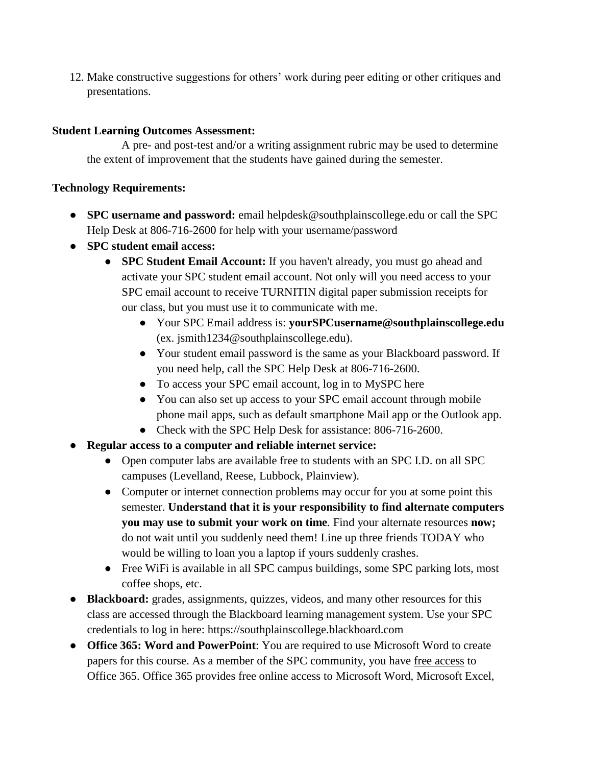12. Make constructive suggestions for others' work during peer editing or other critiques and presentations.

**Student Learning Outcomes Assessment:**

A pre- and post-test and/or a writing assignment rubric may be used to determine the extent of improvement that the students have gained during the semester.

**Technology Requirements:**

- **SPC username and password:** email helpdesk@southplainscollege.edu or call the SPC Help Desk at 806-716-2600 for help with your username/password
- **SPC student email access:**
    - **SPC Student Email Account:** If you haven't already, you must go ahead and activate your SPC student email account. Not only will you need access to your SPC email account to receive TURNITIN digital paper submission receipts for our class, but you must use it to communicate with me.
        - Your SPC Email address is: **yourSPCusername@southplainscollege.edu** (ex. jsmith1234@southplainscollege.edu).
        - Your student email password is the same as your Blackboard password. If you need help, call the SPC Help Desk at 806-716-2600.
        - To access your SPC email account, log in to MySPC here
        - You can also set up access to your SPC email account through mobile phone mail apps, such as default smartphone Mail app or the Outlook app.
        - Check with the SPC Help Desk for assistance: 806-716-2600.
- **Regular access to a computer and reliable internet service:**
    - Open computer labs are available free to students with an SPC I.D. on all SPC campuses (Levelland, Reese, Lubbock, Plainview).
    - Computer or internet connection problems may occur for you at some point this semester. **Understand that it is your responsibility to find alternate computers you may use to submit your work on time**. Find your alternate resources **now;** do not wait until you suddenly need them! Line up three friends TODAY who would be willing to loan you a laptop if yours suddenly crashes.
    - Free WiFi is available in all SPC campus buildings, some SPC parking lots, most coffee shops, etc.
- **Blackboard:** grades, assignments, quizzes, videos, and many other resources for this class are accessed through the Blackboard learning management system. Use your SPC credentials to log in here: https://southplainscollege.blackboard.com
- **Office 365: Word and PowerPoint**: You are required to use Microsoft Word to create papers for this course. As a member of the SPC community, you have free access to Office 365. Office 365 provides free online access to Microsoft Word, Microsoft Excel,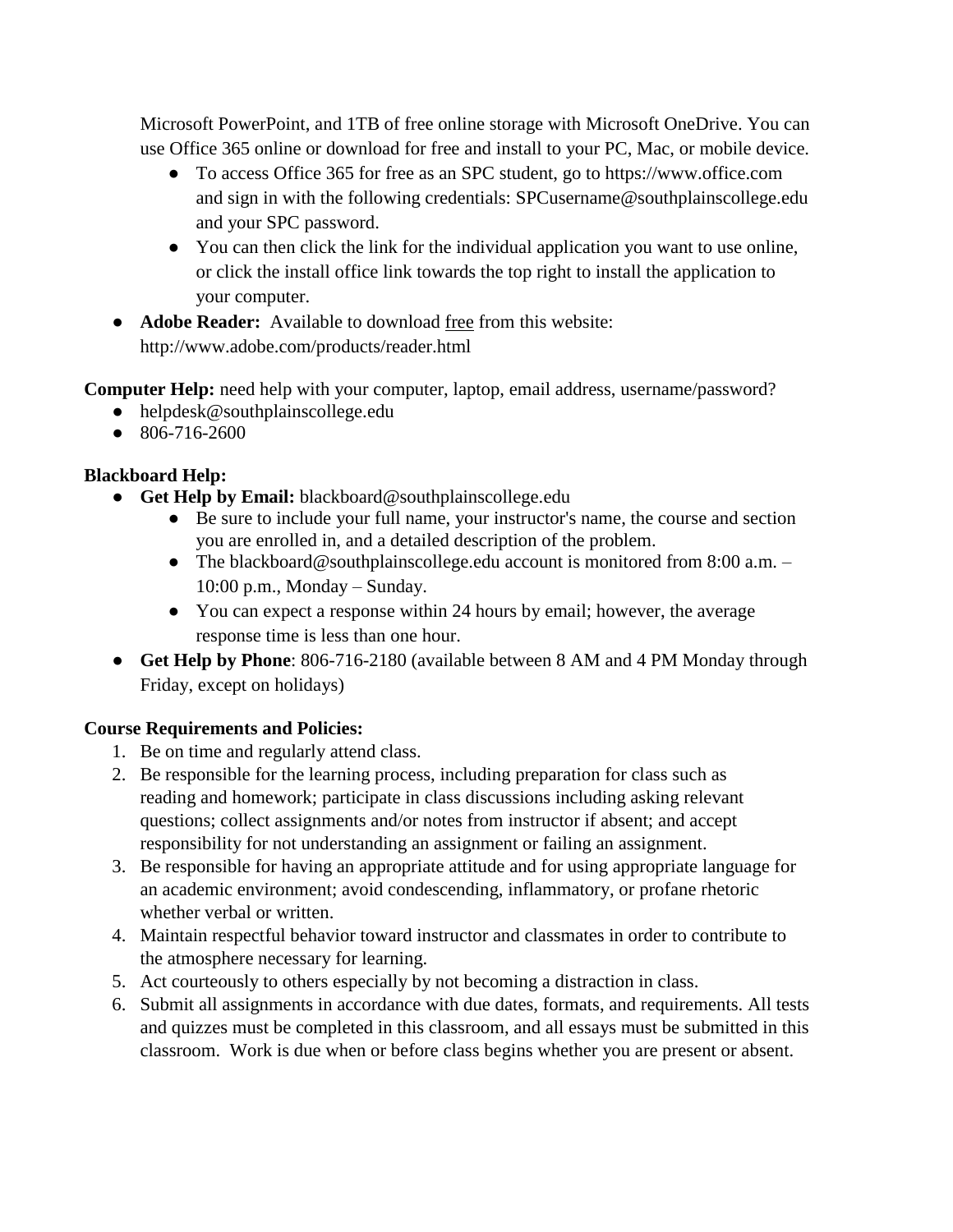Microsoft PowerPoint, and 1TB of free online storage with Microsoft OneDrive. You can use Office 365 online or download for free and install to your PC, Mac, or mobile device.

- To access Office 365 for free as an SPC student, go to https://www.office.com and sign in with the following credentials: SPCusername@southplainscollege.edu and your SPC password.
- You can then click the link for the individual application you want to use online, or click the install office link towards the top right to install the application to your computer.

- **Adobe Reader:** Available to download free from this website: http://www.adobe.com/products/reader.html

**Computer Help:** need help with your computer, laptop, email address, username/password?

- helpdesk@southplainscollege.edu
- 806-716-2600

**Blackboard Help:**

- **Get Help by Email:** blackboard@southplainscollege.edu
  - Be sure to include your full name, your instructor's name, the course and section you are enrolled in, and a detailed description of the problem.
  - The blackboard@southplainscollege.edu account is monitored from 8:00 a.m. – 10:00 p.m., Monday – Sunday.
  - You can expect a response within 24 hours by email; however, the average response time is less than one hour.
- **Get Help by Phone**: 806-716-2180 (available between 8 AM and 4 PM Monday through Friday, except on holidays)

**Course Requirements and Policies:**

1. Be on time and regularly attend class.
2. Be responsible for the learning process, including preparation for class such as reading and homework; participate in class discussions including asking relevant questions; collect assignments and/or notes from instructor if absent; and accept responsibility for not understanding an assignment or failing an assignment.
3. Be responsible for having an appropriate attitude and for using appropriate language for an academic environment; avoid condescending, inflammatory, or profane rhetoric whether verbal or written.
4. Maintain respectful behavior toward instructor and classmates in order to contribute to the atmosphere necessary for learning.
5. Act courteously to others especially by not becoming a distraction in class.
6. Submit all assignments in accordance with due dates, formats, and requirements. All tests and quizzes must be completed in this classroom, and all essays must be submitted in this classroom. Work is due when or before class begins whether you are present or absent.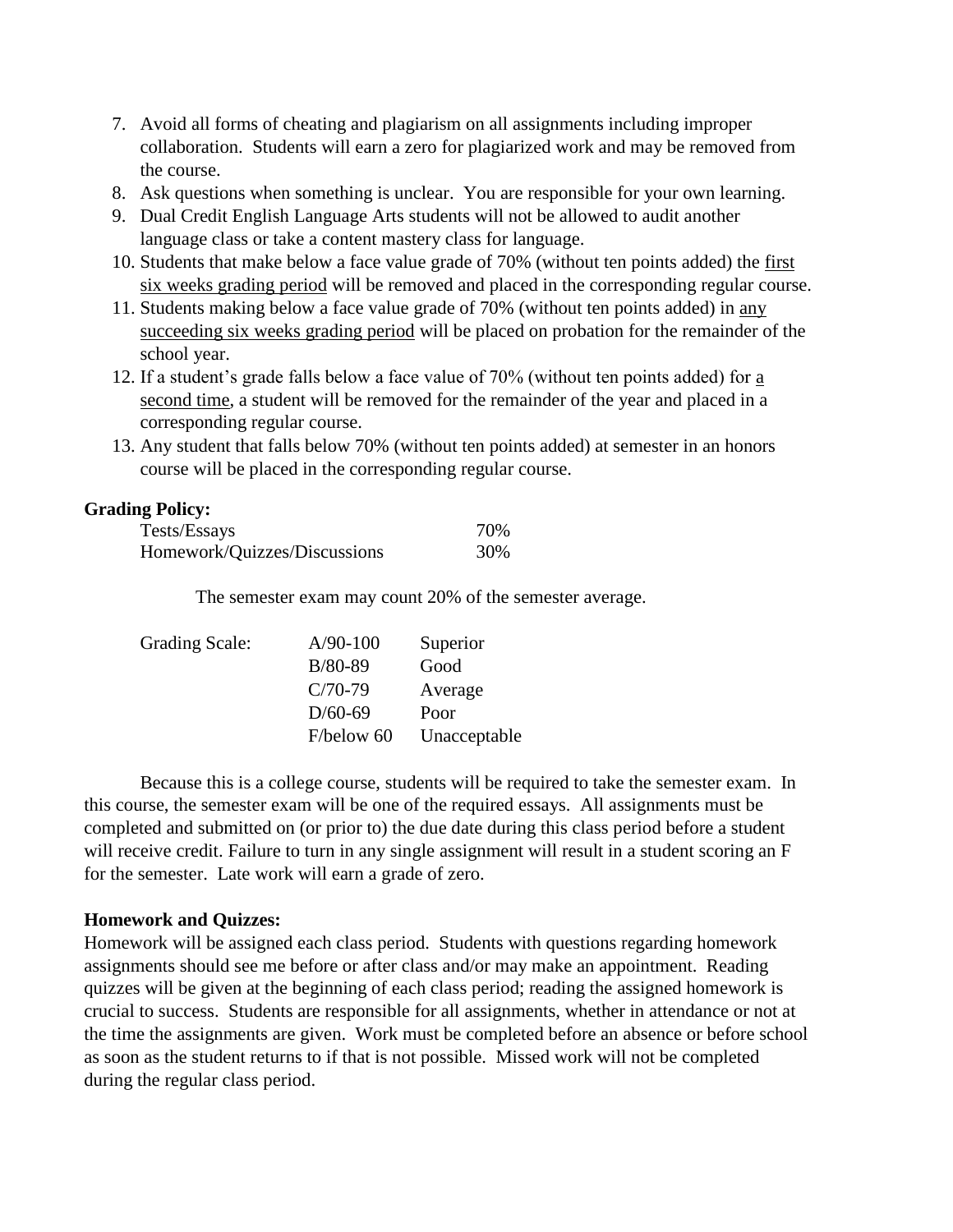7. Avoid all forms of cheating and plagiarism on all assignments including improper collaboration. Students will earn a zero for plagiarized work and may be removed from the course.
8. Ask questions when something is unclear. You are responsible for your own learning.
9. Dual Credit English Language Arts students will not be allowed to audit another language class or take a content mastery class for language.
10. Students that make below a face value grade of 70% (without ten points added) the first six weeks grading period will be removed and placed in the corresponding regular course.
11. Students making below a face value grade of 70% (without ten points added) in any succeeding six weeks grading period will be placed on probation for the remainder of the school year.
12. If a student's grade falls below a face value of 70% (without ten points added) for a second time, a student will be removed for the remainder of the year and placed in a corresponding regular course.
13. Any student that falls below 70% (without ten points added) at semester in an honors course will be placed in the corresponding regular course.

**Grading Policy:**

| | |
|---|---|
| Tests/Essays | 70% |
| Homework/Quizzes/Discussions | 30% |

The semester exam may count 20% of the semester average.

| Grading Scale: | | |
|---|---|---|
| | A/90-100 | Superior |
| | B/80-89 | Good |
| | C/70-79 | Average |
| | D/60-69 | Poor |
| | F/below 60 | Unacceptable |

Because this is a college course, students will be required to take the semester exam. In this course, the semester exam will be one of the required essays. All assignments must be completed and submitted on (or prior to) the due date during this class period before a student will receive credit. Failure to turn in any single assignment will result in a student scoring an F for the semester. Late work will earn a grade of zero.

**Homework and Quizzes:**

Homework will be assigned each class period. Students with questions regarding homework assignments should see me before or after class and/or may make an appointment. Reading quizzes will be given at the beginning of each class period; reading the assigned homework is crucial to success. Students are responsible for all assignments, whether in attendance or not at the time the assignments are given. Work must be completed before an absence or before school as soon as the student returns to if that is not possible. Missed work will not be completed during the regular class period.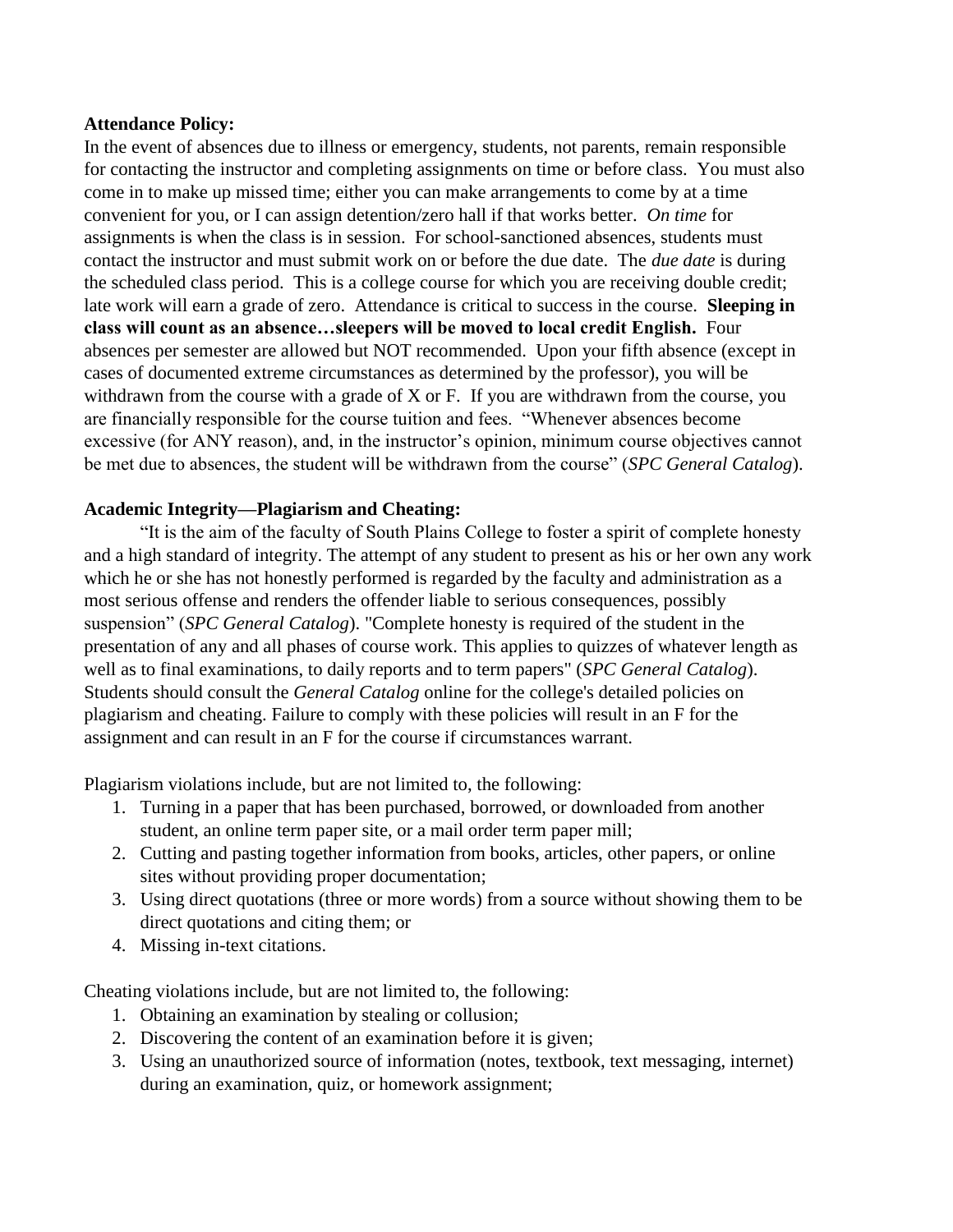**Attendance Policy:**

In the event of absences due to illness or emergency, students, not parents, remain responsible for contacting the instructor and completing assignments on time or before class. You must also come in to make up missed time; either you can make arrangements to come by at a time convenient for you, or I can assign detention/zero hall if that works better. *On time* for assignments is when the class is in session. For school-sanctioned absences, students must contact the instructor and must submit work on or before the due date. The *due date* is during the scheduled class period. This is a college course for which you are receiving double credit; late work will earn a grade of zero. Attendance is critical to success in the course. **Sleeping in class will count as an absence…sleepers will be moved to local credit English.** Four absences per semester are allowed but NOT recommended. Upon your fifth absence (except in cases of documented extreme circumstances as determined by the professor), you will be withdrawn from the course with a grade of X or F. If you are withdrawn from the course, you are financially responsible for the course tuition and fees. "Whenever absences become excessive (for ANY reason), and, in the instructor's opinion, minimum course objectives cannot be met due to absences, the student will be withdrawn from the course" (*SPC General Catalog*).

**Academic Integrity—Plagiarism and Cheating:**

"It is the aim of the faculty of South Plains College to foster a spirit of complete honesty and a high standard of integrity. The attempt of any student to present as his or her own any work which he or she has not honestly performed is regarded by the faculty and administration as a most serious offense and renders the offender liable to serious consequences, possibly suspension" (*SPC General Catalog*). "Complete honesty is required of the student in the presentation of any and all phases of course work. This applies to quizzes of whatever length as well as to final examinations, to daily reports and to term papers" (*SPC General Catalog*). Students should consult the *General Catalog* online for the college's detailed policies on plagiarism and cheating. Failure to comply with these policies will result in an F for the assignment and can result in an F for the course if circumstances warrant.

Plagiarism violations include, but are not limited to, the following:

1. Turning in a paper that has been purchased, borrowed, or downloaded from another student, an online term paper site, or a mail order term paper mill;
2. Cutting and pasting together information from books, articles, other papers, or online sites without providing proper documentation;
3. Using direct quotations (three or more words) from a source without showing them to be direct quotations and citing them; or
4. Missing in-text citations.

Cheating violations include, but are not limited to, the following:

1. Obtaining an examination by stealing or collusion;
2. Discovering the content of an examination before it is given;
3. Using an unauthorized source of information (notes, textbook, text messaging, internet) during an examination, quiz, or homework assignment;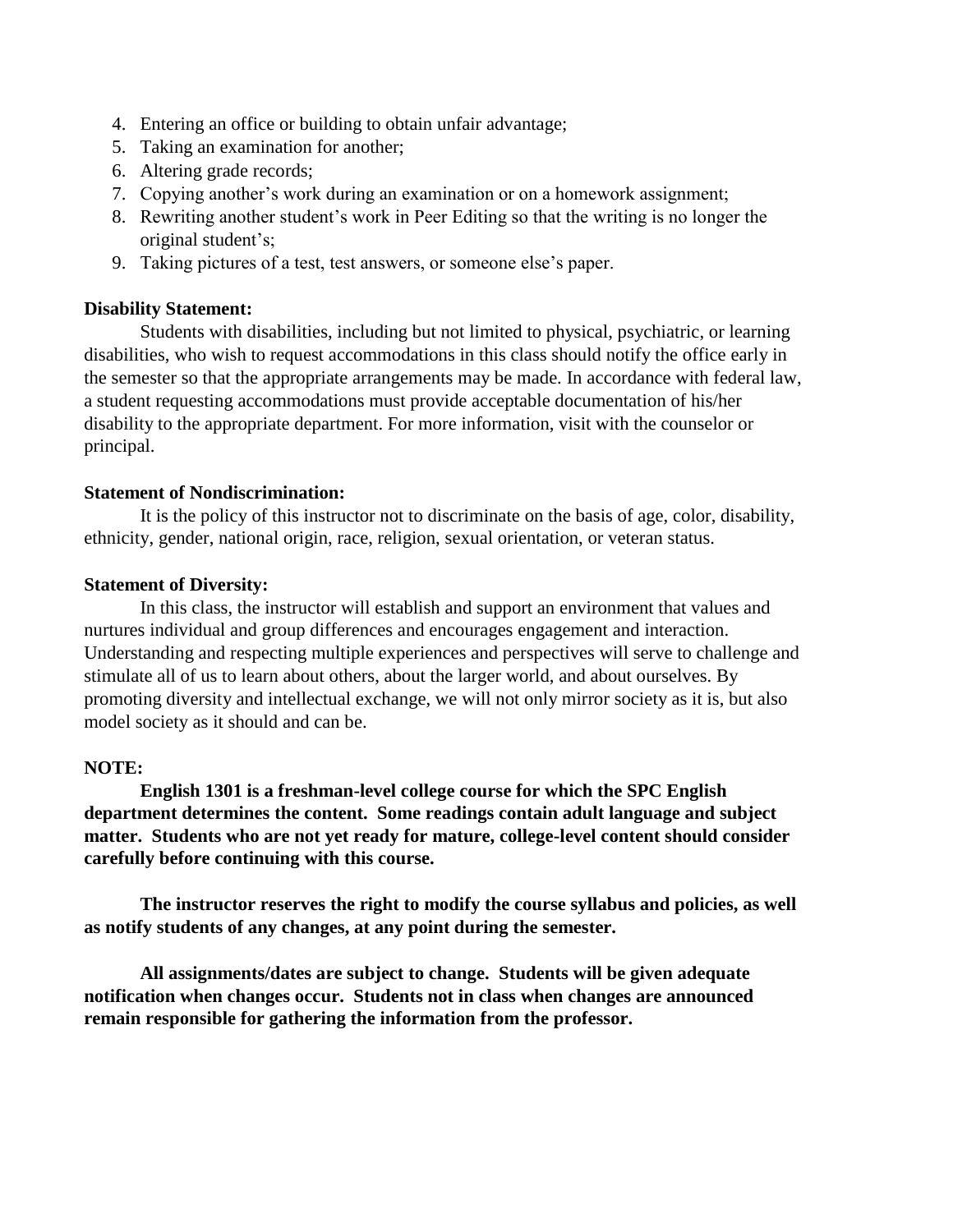4. Entering an office or building to obtain unfair advantage;
5. Taking an examination for another;
6. Altering grade records;
7. Copying another's work during an examination or on a homework assignment;
8. Rewriting another student's work in Peer Editing so that the writing is no longer the original student's;
9. Taking pictures of a test, test answers, or someone else's paper.

**Disability Statement:**

Students with disabilities, including but not limited to physical, psychiatric, or learning disabilities, who wish to request accommodations in this class should notify the office early in the semester so that the appropriate arrangements may be made. In accordance with federal law, a student requesting accommodations must provide acceptable documentation of his/her disability to the appropriate department. For more information, visit with the counselor or principal.

**Statement of Nondiscrimination:**

It is the policy of this instructor not to discriminate on the basis of age, color, disability, ethnicity, gender, national origin, race, religion, sexual orientation, or veteran status.

**Statement of Diversity:**

In this class, the instructor will establish and support an environment that values and nurtures individual and group differences and encourages engagement and interaction. Understanding and respecting multiple experiences and perspectives will serve to challenge and stimulate all of us to learn about others, about the larger world, and about ourselves. By promoting diversity and intellectual exchange, we will not only mirror society as it is, but also model society as it should and can be.

**NOTE:**

**English 1301 is a freshman-level college course for which the SPC English department determines the content. Some readings contain adult language and subject matter. Students who are not yet ready for mature, college-level content should consider carefully before continuing with this course.**

**The instructor reserves the right to modify the course syllabus and policies, as well as notify students of any changes, at any point during the semester.**

**All assignments/dates are subject to change. Students will be given adequate notification when changes occur. Students not in class when changes are announced remain responsible for gathering the information from the professor.**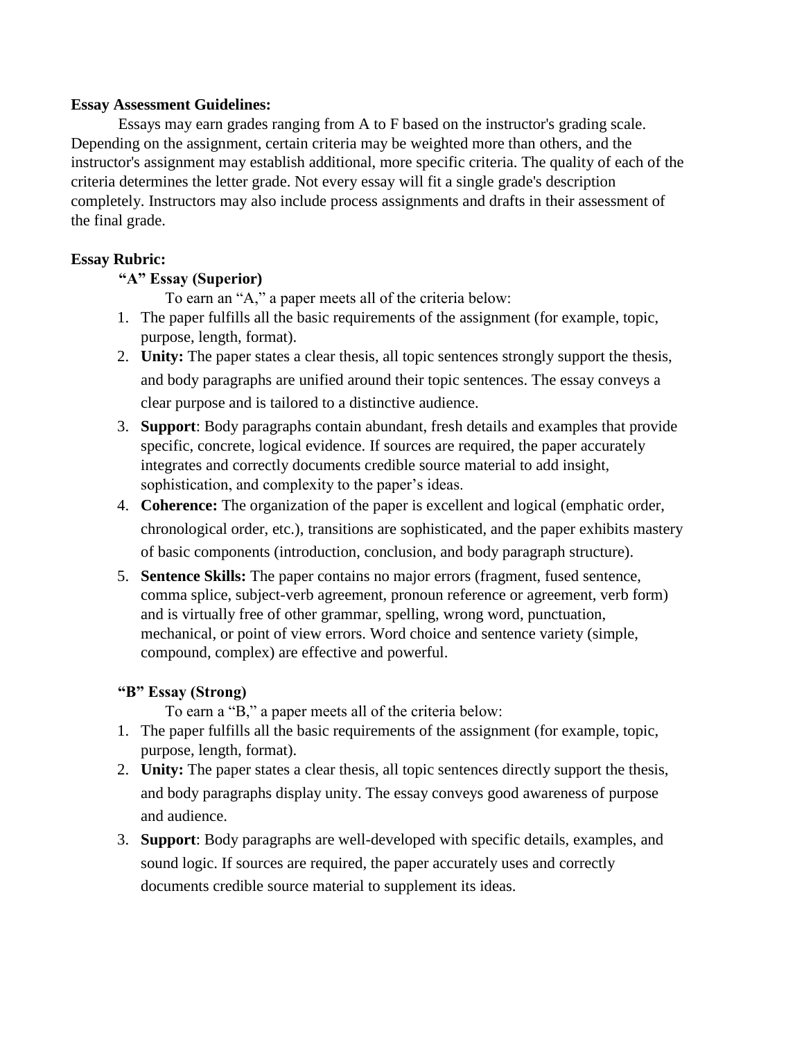**Essay Assessment Guidelines:**

Essays may earn grades ranging from A to F based on the instructor's grading scale. Depending on the assignment, certain criteria may be weighted more than others, and the instructor's assignment may establish additional, more specific criteria. The quality of each of the criteria determines the letter grade. Not every essay will fit a single grade's description completely. Instructors may also include process assignments and drafts in their assessment of the final grade.

**Essay Rubric:**

**"A" Essay (Superior)**

To earn an "A," a paper meets all of the criteria below:

1. The paper fulfills all the basic requirements of the assignment (for example, topic, purpose, length, format).
2. **Unity:** The paper states a clear thesis, all topic sentences strongly support the thesis, and body paragraphs are unified around their topic sentences. The essay conveys a clear purpose and is tailored to a distinctive audience.
3. **Support**: Body paragraphs contain abundant, fresh details and examples that provide specific, concrete, logical evidence. If sources are required, the paper accurately integrates and correctly documents credible source material to add insight, sophistication, and complexity to the paper's ideas.
4. **Coherence:** The organization of the paper is excellent and logical (emphatic order, chronological order, etc.), transitions are sophisticated, and the paper exhibits mastery of basic components (introduction, conclusion, and body paragraph structure).
5. **Sentence Skills:** The paper contains no major errors (fragment, fused sentence, comma splice, subject-verb agreement, pronoun reference or agreement, verb form) and is virtually free of other grammar, spelling, wrong word, punctuation, mechanical, or point of view errors. Word choice and sentence variety (simple, compound, complex) are effective and powerful.

**"B" Essay (Strong)**

To earn a "B," a paper meets all of the criteria below:

1. The paper fulfills all the basic requirements of the assignment (for example, topic, purpose, length, format).
2. **Unity:** The paper states a clear thesis, all topic sentences directly support the thesis, and body paragraphs display unity. The essay conveys good awareness of purpose and audience.
3. **Support**: Body paragraphs are well-developed with specific details, examples, and sound logic. If sources are required, the paper accurately uses and correctly documents credible source material to supplement its ideas.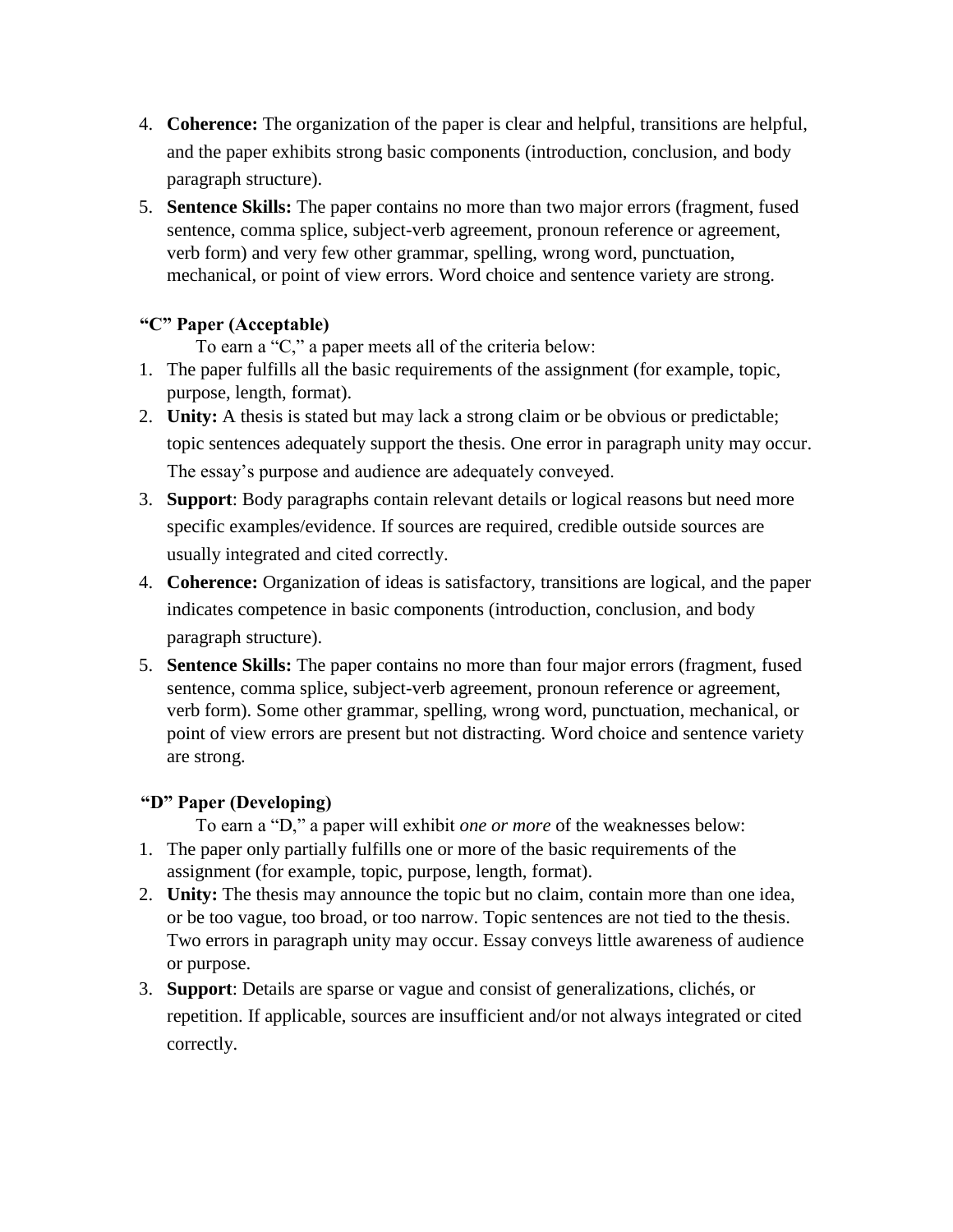4. **Coherence:** The organization of the paper is clear and helpful, transitions are helpful, and the paper exhibits strong basic components (introduction, conclusion, and body paragraph structure).
5. **Sentence Skills:** The paper contains no more than two major errors (fragment, fused sentence, comma splice, subject-verb agreement, pronoun reference or agreement, verb form) and very few other grammar, spelling, wrong word, punctuation, mechanical, or point of view errors. Word choice and sentence variety are strong.

**"C" Paper (Acceptable)**

To earn a "C," a paper meets all of the criteria below:

1. The paper fulfills all the basic requirements of the assignment (for example, topic, purpose, length, format).
2. **Unity:** A thesis is stated but may lack a strong claim or be obvious or predictable; topic sentences adequately support the thesis. One error in paragraph unity may occur. The essay's purpose and audience are adequately conveyed.
3. **Support**: Body paragraphs contain relevant details or logical reasons but need more specific examples/evidence. If sources are required, credible outside sources are usually integrated and cited correctly.
4. **Coherence:** Organization of ideas is satisfactory, transitions are logical, and the paper indicates competence in basic components (introduction, conclusion, and body paragraph structure).
5. **Sentence Skills:** The paper contains no more than four major errors (fragment, fused sentence, comma splice, subject-verb agreement, pronoun reference or agreement, verb form). Some other grammar, spelling, wrong word, punctuation, mechanical, or point of view errors are present but not distracting. Word choice and sentence variety are strong.

**"D" Paper (Developing)**

To earn a "D," a paper will exhibit *one or more* of the weaknesses below:

1. The paper only partially fulfills one or more of the basic requirements of the assignment (for example, topic, purpose, length, format).
2. **Unity:** The thesis may announce the topic but no claim, contain more than one idea, or be too vague, too broad, or too narrow. Topic sentences are not tied to the thesis. Two errors in paragraph unity may occur. Essay conveys little awareness of audience or purpose.
3. **Support**: Details are sparse or vague and consist of generalizations, clichés, or repetition. If applicable, sources are insufficient and/or not always integrated or cited correctly.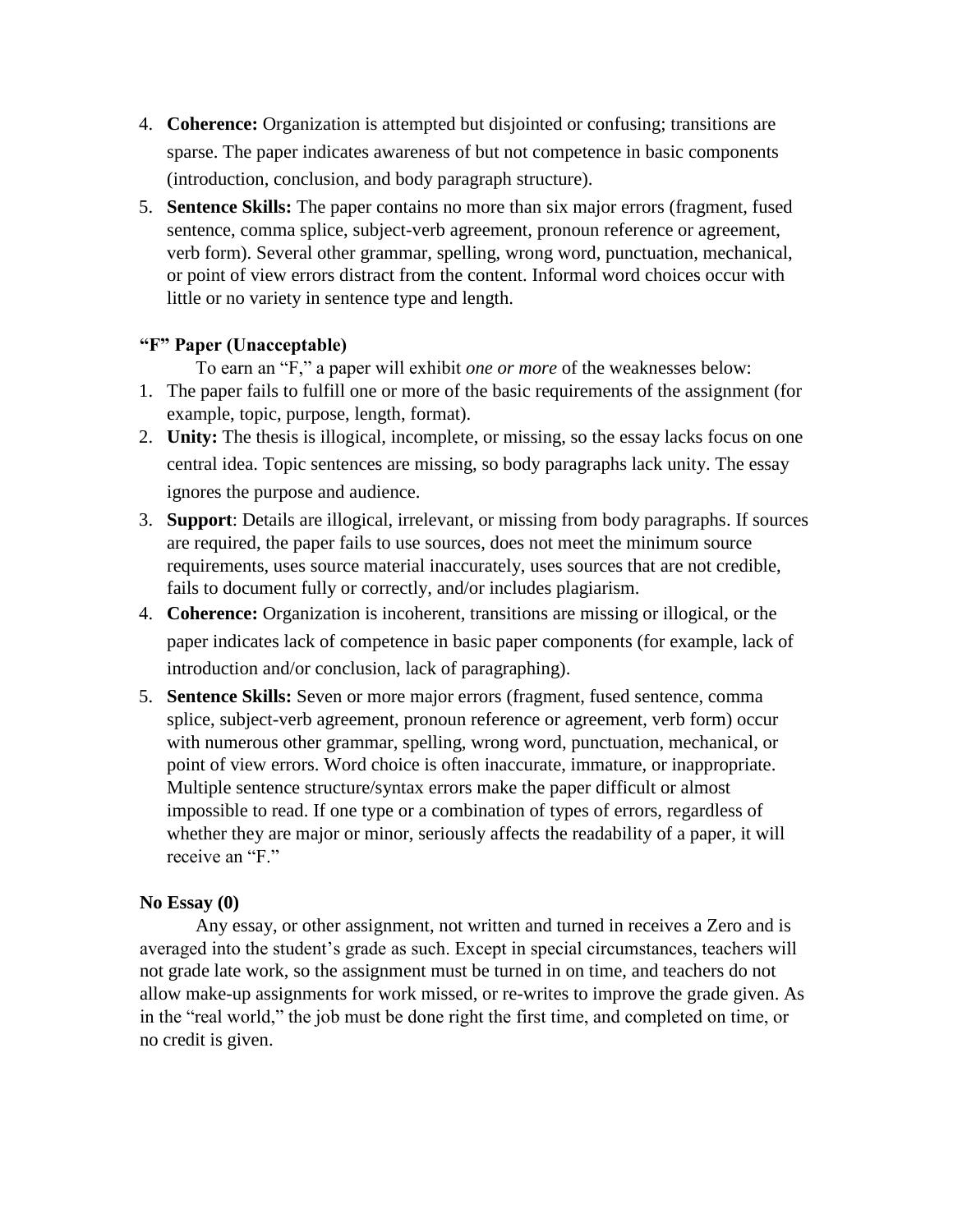4. **Coherence:** Organization is attempted but disjointed or confusing; transitions are sparse. The paper indicates awareness of but not competence in basic components (introduction, conclusion, and body paragraph structure).
5. **Sentence Skills:** The paper contains no more than six major errors (fragment, fused sentence, comma splice, subject-verb agreement, pronoun reference or agreement, verb form). Several other grammar, spelling, wrong word, punctuation, mechanical, or point of view errors distract from the content. Informal word choices occur with little or no variety in sentence type and length.

**"F" Paper (Unacceptable)**

To earn an "F," a paper will exhibit *one or more* of the weaknesses below:

1. The paper fails to fulfill one or more of the basic requirements of the assignment (for example, topic, purpose, length, format).
2. **Unity:** The thesis is illogical, incomplete, or missing, so the essay lacks focus on one central idea. Topic sentences are missing, so body paragraphs lack unity. The essay ignores the purpose and audience.
3. **Support**: Details are illogical, irrelevant, or missing from body paragraphs. If sources are required, the paper fails to use sources, does not meet the minimum source requirements, uses source material inaccurately, uses sources that are not credible, fails to document fully or correctly, and/or includes plagiarism.
4. **Coherence:** Organization is incoherent, transitions are missing or illogical, or the paper indicates lack of competence in basic paper components (for example, lack of introduction and/or conclusion, lack of paragraphing).
5. **Sentence Skills:** Seven or more major errors (fragment, fused sentence, comma splice, subject-verb agreement, pronoun reference or agreement, verb form) occur with numerous other grammar, spelling, wrong word, punctuation, mechanical, or point of view errors. Word choice is often inaccurate, immature, or inappropriate. Multiple sentence structure/syntax errors make the paper difficult or almost impossible to read. If one type or a combination of types of errors, regardless of whether they are major or minor, seriously affects the readability of a paper, it will receive an "F."

**No Essay (0)**

Any essay, or other assignment, not written and turned in receives a Zero and is averaged into the student's grade as such. Except in special circumstances, teachers will not grade late work, so the assignment must be turned in on time, and teachers do not allow make-up assignments for work missed, or re-writes to improve the grade given. As in the "real world," the job must be done right the first time, and completed on time, or no credit is given.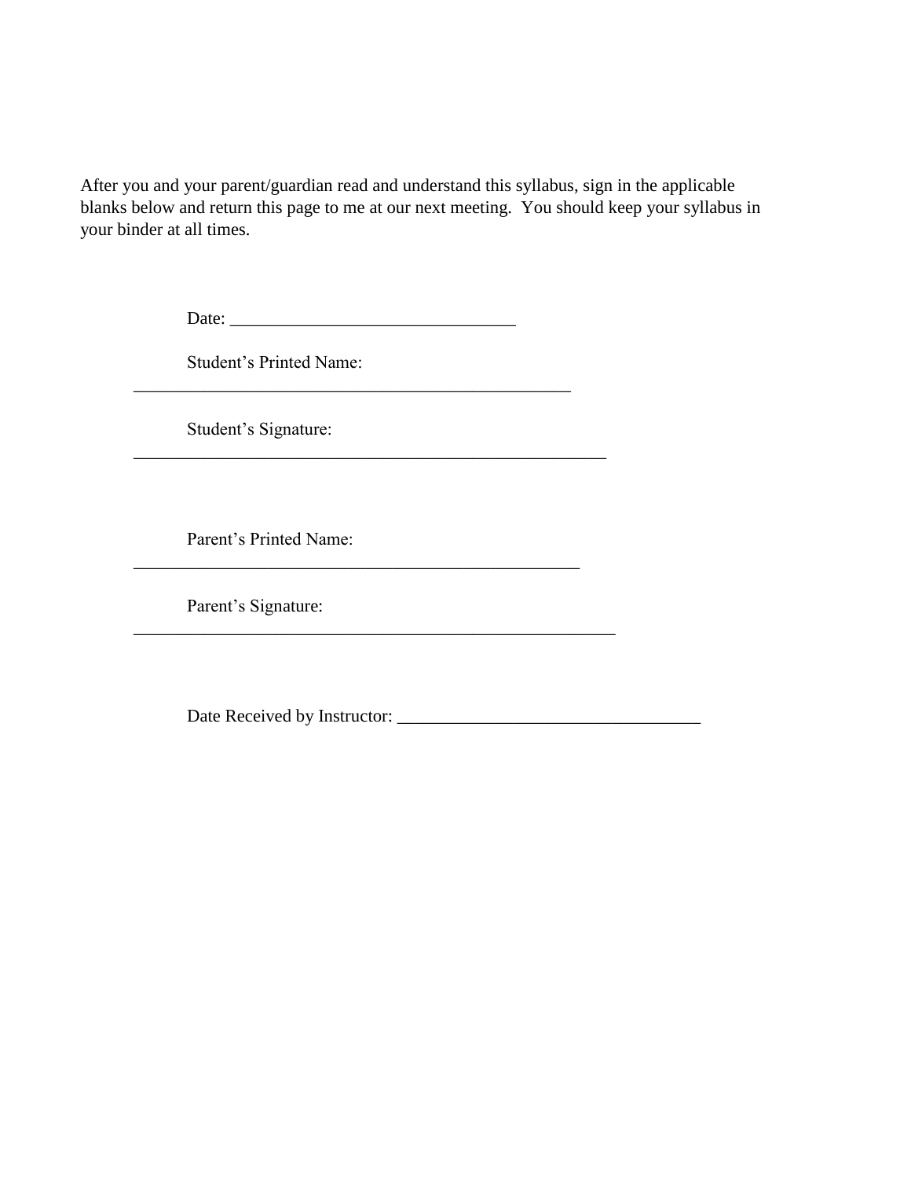After you and your parent/guardian read and understand this syllabus, sign in the applicable blanks below and return this page to me at our next meeting. You should keep your syllabus in your binder at all times.

Date: ________________________________

Student's Printed Name:
__________________________________________________

Student's Signature:
______________________________________________________

Parent's Printed Name:
___________________________________________________

Parent's Signature:
_______________________________________________________

Date Received by Instructor: __________________________________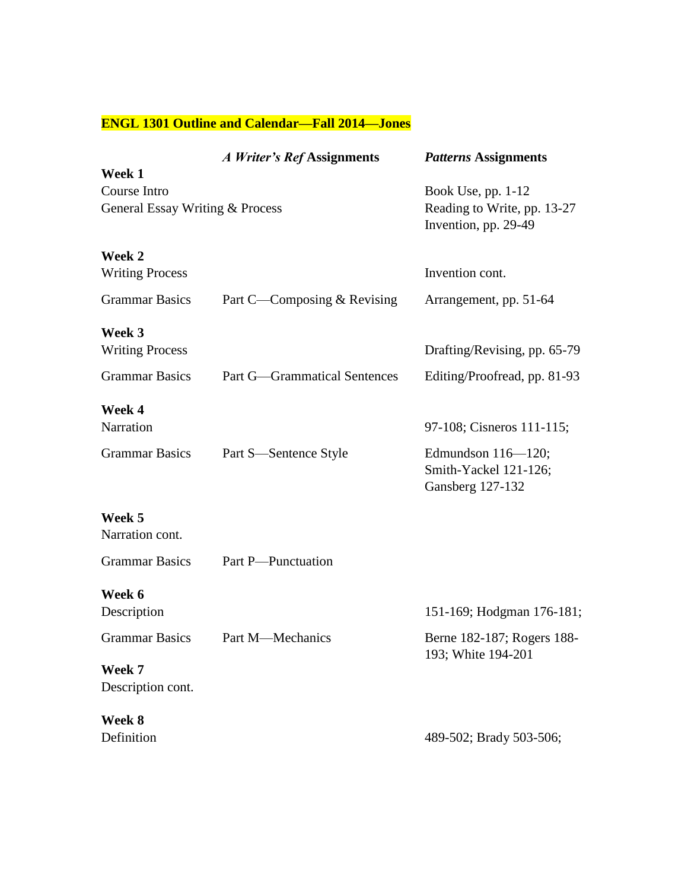**ENGL 1301 Outline and Calendar—Fall 2014—Jones**

| | *A Writer's Ref* Assignments | *Patterns* Assignments |
|---|---|---|
| **Week 1** | | |
| Course Intro | | Book Use, pp. 1-12 |
| General Essay Writing & Process | | Reading to Write, pp. 13-27; Invention, pp. 29-49 |
| **Week 2** | | |
| Writing Process | | Invention cont. |
| Grammar Basics | Part C—Composing & Revising | Arrangement, pp. 51-64 |
| **Week 3** | | |
| Writing Process | | Drafting/Revising, pp. 65-79 |
| Grammar Basics | Part G—Grammatical Sentences | Editing/Proofread, pp. 81-93 |
| **Week 4** | | |
| Narration | | 97-108; Cisneros 111-115; |
| Grammar Basics | Part S—Sentence Style | Edmundson 116—120; Smith-Yackel 121-126; Gansberg 127-132 |
| **Week 5** | | |
| Narration cont. | | |
| Grammar Basics | Part P—Punctuation | |
| **Week 6** | | |
| Description | | 151-169; Hodgman 176-181; |
| Grammar Basics | Part M—Mechanics | Berne 182-187; Rogers 188-193; White 194-201 |
| **Week 7** | | |
| Description cont. | | |
| **Week 8** | | |
| Definition | | 489-502; Brady 503-506; |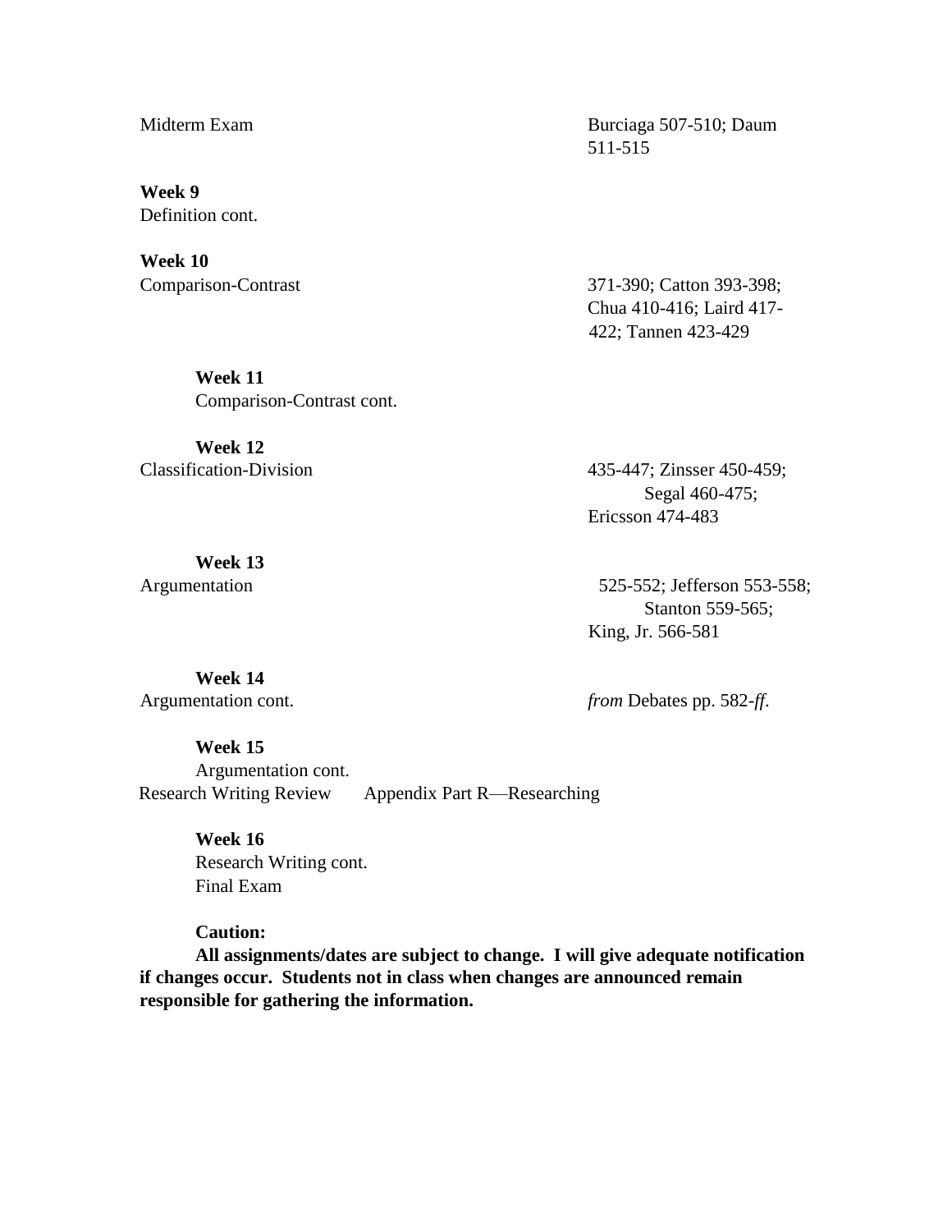Midterm Exam — Burciaga 507-510; Daum 511-515

**Week 9**
Definition cont.

**Week 10**
Comparison-Contrast — 371-390; Catton 393-398; Chua 410-416; Laird 417-422; Tannen 423-429

**Week 11**
Comparison-Contrast cont.

**Week 12**
Classification-Division — 435-447; Zinsser 450-459; Segal 460-475; Ericsson 474-483

**Week 13**
Argumentation — 525-552; Jefferson 553-558; Stanton 559-565; King, Jr. 566-581

**Week 14**
Argumentation cont. — *from* Debates pp. 582-*ff*.

**Week 15**
Argumentation cont.
Research Writing Review — Appendix Part R—Researching

**Week 16**
Research Writing cont.
Final Exam

**Caution:**

**All assignments/dates are subject to change. I will give adequate notification if changes occur. Students not in class when changes are announced remain responsible for gathering the information.**